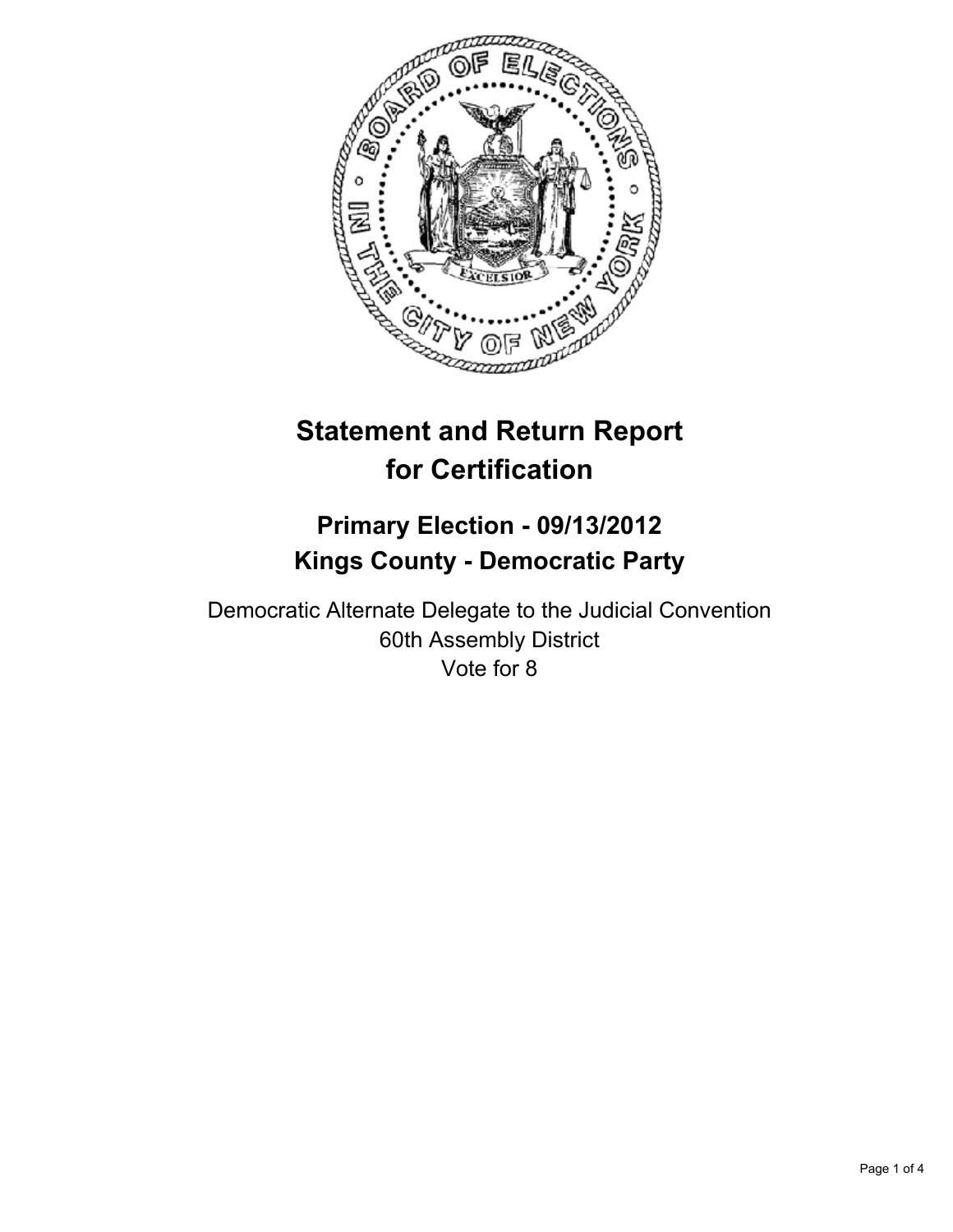# Statement and Return Report for Certification

## Primary Election - 09/13/2012
## Kings County - Democratic Party

Democratic Alternate Delegate to the Judicial Convention
60th Assembly District
Vote for 8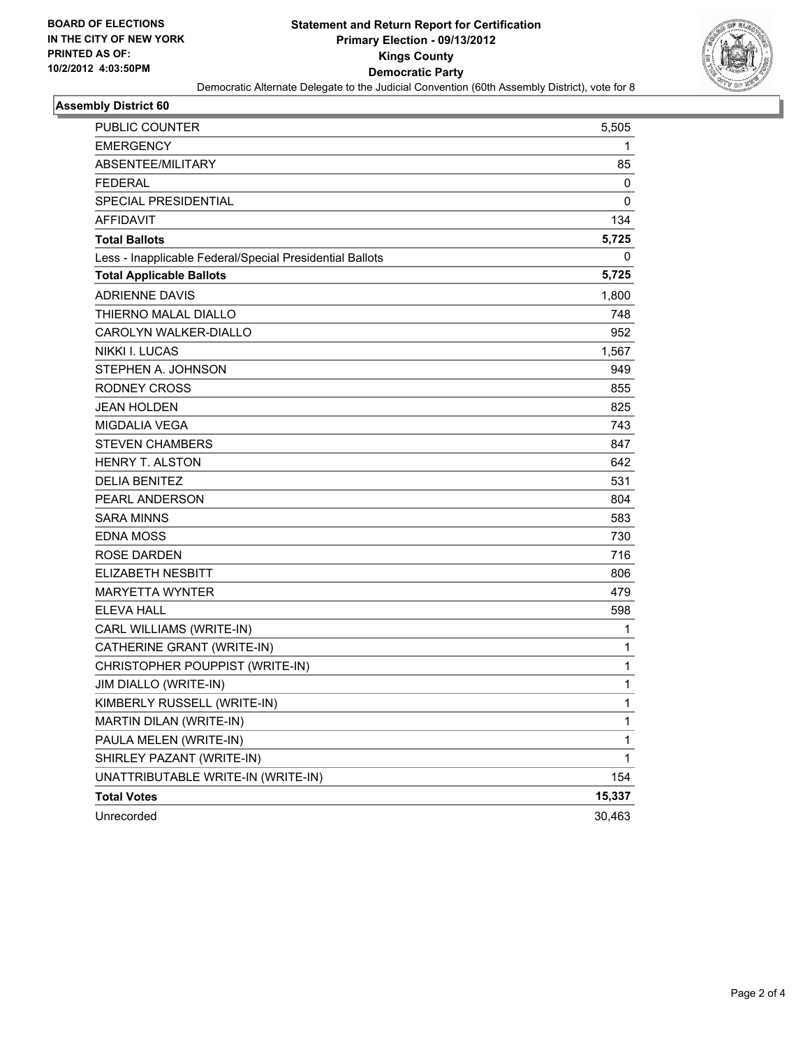**BOARD OF ELECTIONS**
**IN THE CITY OF NEW YORK**
**PRINTED AS OF:**
**10/2/2012 4:03:50PM**

# Statement and Return Report for Certification
## Primary Election - 09/13/2012
## Kings County
## Democratic Party

Democratic Alternate Delegate to the Judicial Convention (60th Assembly District), vote for 8

### Assembly District 60

| | |
|---|---|
| PUBLIC COUNTER | 5,505 |
| EMERGENCY | 1 |
| ABSENTEE/MILITARY | 85 |
| FEDERAL | 0 |
| SPECIAL PRESIDENTIAL | 0 |
| AFFIDAVIT | 134 |
| **Total Ballots** | **5,725** |
| Less - Inapplicable Federal/Special Presidential Ballots | 0 |
| **Total Applicable Ballots** | **5,725** |
| ADRIENNE DAVIS | 1,800 |
| THIERNO MALAL DIALLO | 748 |
| CAROLYN WALKER-DIALLO | 952 |
| NIKKI I. LUCAS | 1,567 |
| STEPHEN A. JOHNSON | 949 |
| RODNEY CROSS | 855 |
| JEAN HOLDEN | 825 |
| MIGDALIA VEGA | 743 |
| STEVEN CHAMBERS | 847 |
| HENRY T. ALSTON | 642 |
| DELIA BENITEZ | 531 |
| PEARL ANDERSON | 804 |
| SARA MINNS | 583 |
| EDNA MOSS | 730 |
| ROSE DARDEN | 716 |
| ELIZABETH NESBITT | 806 |
| MARYETTA WYNTER | 479 |
| ELEVA HALL | 598 |
| CARL WILLIAMS (WRITE-IN) | 1 |
| CATHERINE GRANT (WRITE-IN) | 1 |
| CHRISTOPHER POUPPIST (WRITE-IN) | 1 |
| JIM DIALLO (WRITE-IN) | 1 |
| KIMBERLY RUSSELL (WRITE-IN) | 1 |
| MARTIN DILAN (WRITE-IN) | 1 |
| PAULA MELEN (WRITE-IN) | 1 |
| SHIRLEY PAZANT (WRITE-IN) | 1 |
| UNATTRIBUTABLE WRITE-IN (WRITE-IN) | 154 |
| **Total Votes** | **15,337** |
| Unrecorded | 30,463 |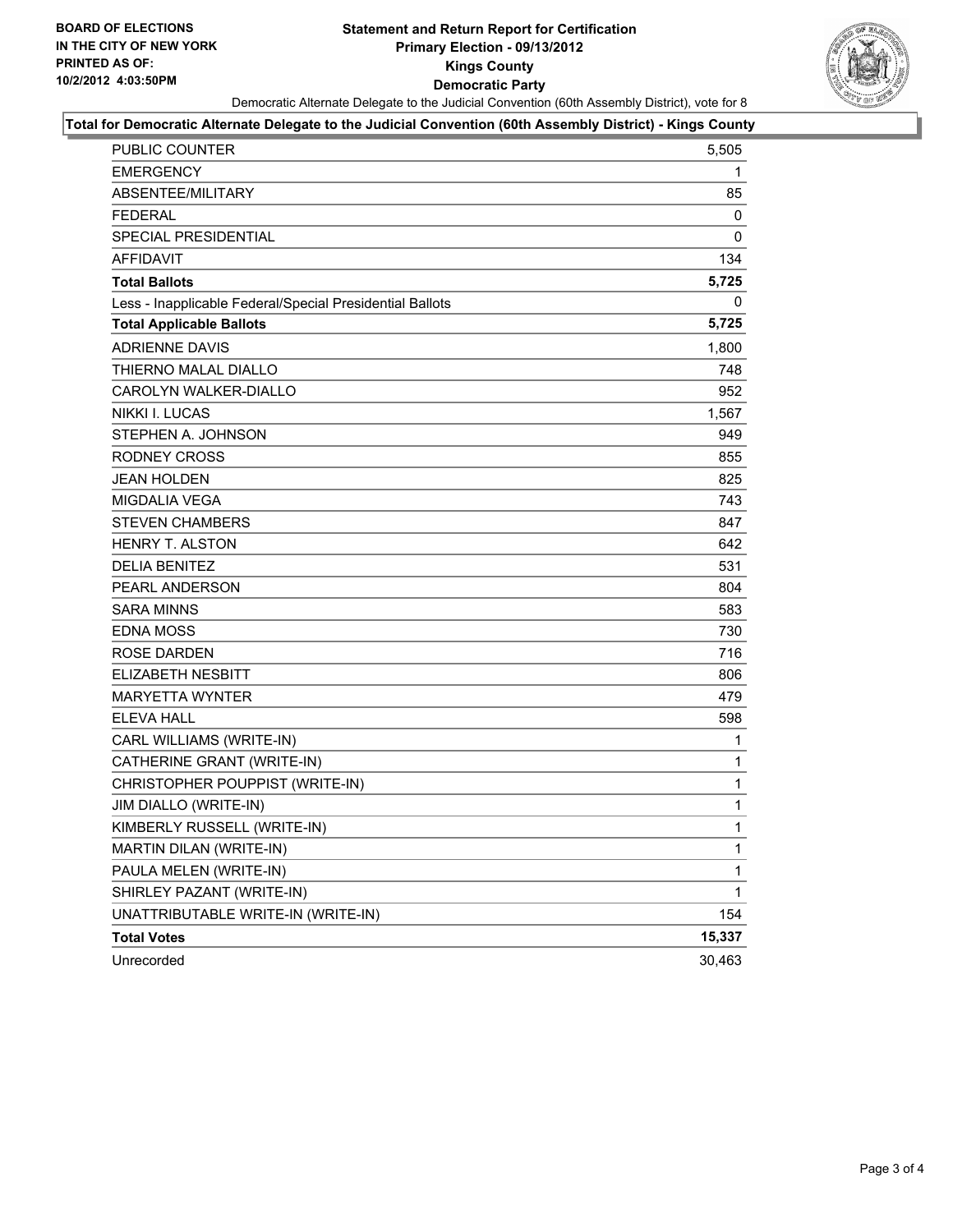BOARD OF ELECTIONS
IN THE CITY OF NEW YORK
PRINTED AS OF:
10/2/2012 4:03:50PM

**Statement and Return Report for Certification**
**Primary Election - 09/13/2012**
**Kings County**
**Democratic Party**
Democratic Alternate Delegate to the Judicial Convention (60th Assembly District), vote for 8

**Total for Democratic Alternate Delegate to the Judicial Convention (60th Assembly District) - Kings County**

| | |
|---|---|
| PUBLIC COUNTER | 5,505 |
| EMERGENCY | 1 |
| ABSENTEE/MILITARY | 85 |
| FEDERAL | 0 |
| SPECIAL PRESIDENTIAL | 0 |
| AFFIDAVIT | 134 |
| **Total Ballots** | **5,725** |
| Less - Inapplicable Federal/Special Presidential Ballots | 0 |
| **Total Applicable Ballots** | **5,725** |
| ADRIENNE DAVIS | 1,800 |
| THIERNO MALAL DIALLO | 748 |
| CAROLYN WALKER-DIALLO | 952 |
| NIKKI I. LUCAS | 1,567 |
| STEPHEN A. JOHNSON | 949 |
| RODNEY CROSS | 855 |
| JEAN HOLDEN | 825 |
| MIGDALIA VEGA | 743 |
| STEVEN CHAMBERS | 847 |
| HENRY T. ALSTON | 642 |
| DELIA BENITEZ | 531 |
| PEARL ANDERSON | 804 |
| SARA MINNS | 583 |
| EDNA MOSS | 730 |
| ROSE DARDEN | 716 |
| ELIZABETH NESBITT | 806 |
| MARYETTA WYNTER | 479 |
| ELEVA HALL | 598 |
| CARL WILLIAMS (WRITE-IN) | 1 |
| CATHERINE GRANT (WRITE-IN) | 1 |
| CHRISTOPHER POUPPIST (WRITE-IN) | 1 |
| JIM DIALLO (WRITE-IN) | 1 |
| KIMBERLY RUSSELL (WRITE-IN) | 1 |
| MARTIN DILAN (WRITE-IN) | 1 |
| PAULA MELEN (WRITE-IN) | 1 |
| SHIRLEY PAZANT (WRITE-IN) | 1 |
| UNATTRIBUTABLE WRITE-IN (WRITE-IN) | 154 |
| **Total Votes** | **15,337** |
| Unrecorded | 30,463 |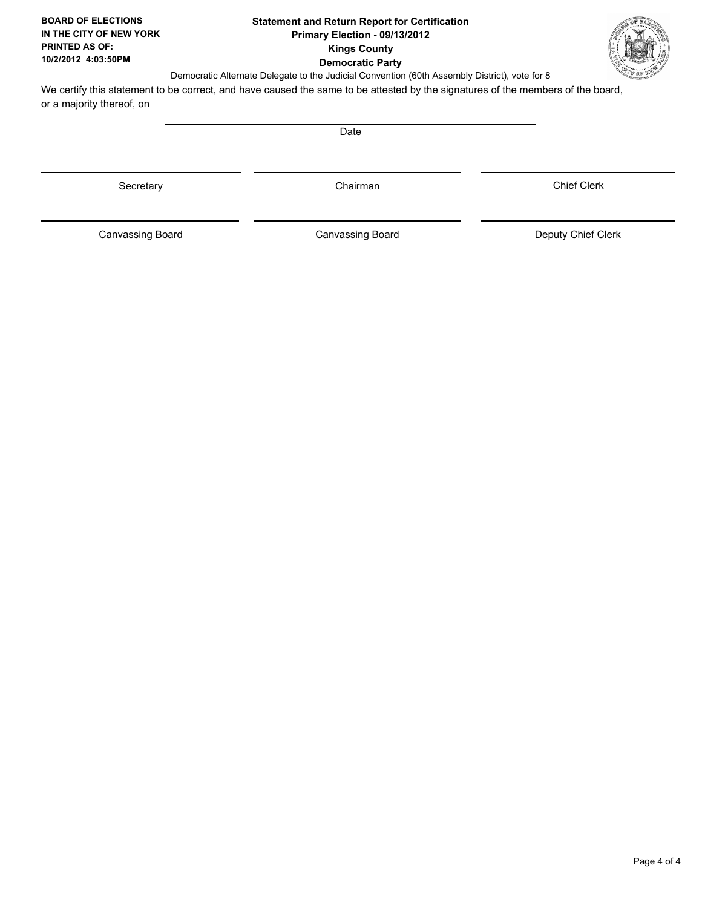**BOARD OF ELECTIONS IN THE CITY OF NEW YORK**
**PRINTED AS OF:**
**10/2/2012 4:03:50PM**

**Statement and Return Report for Certification**
**Primary Election - 09/13/2012**
**Kings County**
**Democratic Party**

Democratic Alternate Delegate to the Judicial Convention (60th Assembly District), vote for 8

We certify this statement to be correct, and have caused the same to be attested by the signatures of the members of the board, or a majority thereof, on

\_\_\_\_\_\_\_\_\_\_\_\_\_\_\_\_\_\_\_\_\_\_\_\_\_\_\_\_\_\_\_\_\_\_\_\_\_\_\_\_

Date

| | | |
|---|---|---|
| Secretary | Chairman | Chief Clerk |
| Canvassing Board | Canvassing Board | Deputy Chief Clerk |